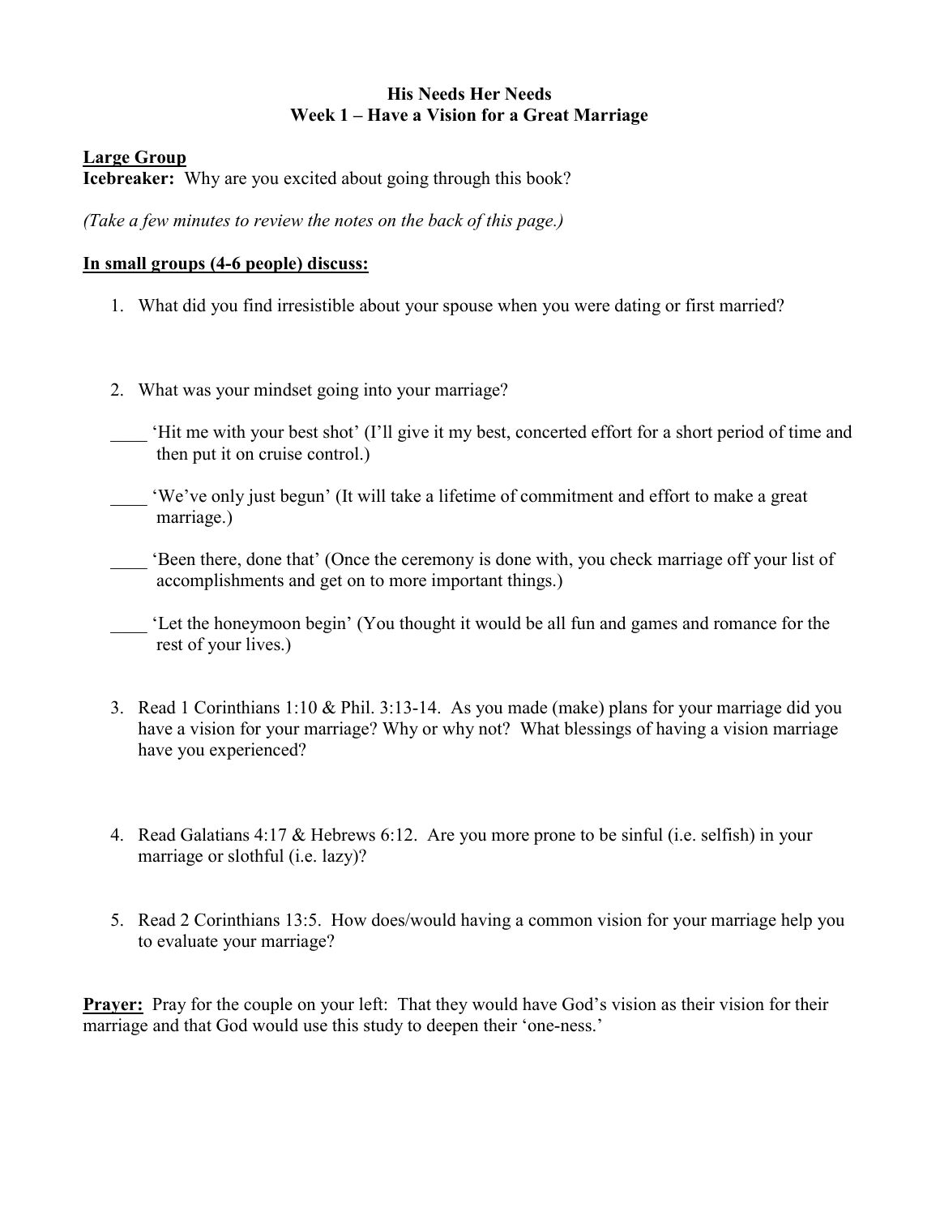# His Needs Her Needs
## Week 1 – Have a Vision for a Great Marriage

**Large Group**

**Icebreaker:** Why are you excited about going through this book?

*(Take a few minutes to review the notes on the back of this page.)*

**In small groups (4-6 people) discuss:**

1. What did you find irresistible about your spouse when you were dating or first married?

2. What was your mindset going into your marriage?

   ____ 'Hit me with your best shot' (I'll give it my best, concerted effort for a short period of time and then put it on cruise control.)

   ____ 'We've only just begun' (It will take a lifetime of commitment and effort to make a great marriage.)

   ____ 'Been there, done that' (Once the ceremony is done with, you check marriage off your list of accomplishments and get on to more important things.)

   ____ 'Let the honeymoon begin' (You thought it would be all fun and games and romance for the rest of your lives.)

3. Read 1 Corinthians 1:10 & Phil. 3:13-14. As you made (make) plans for your marriage did you have a vision for your marriage? Why or why not? What blessings of having a vision marriage have you experienced?

4. Read Galatians 4:17 & Hebrews 6:12. Are you more prone to be sinful (i.e. selfish) in your marriage or slothful (i.e. lazy)?

5. Read 2 Corinthians 13:5. How does/would having a common vision for your marriage help you to evaluate your marriage?

**Prayer:** Pray for the couple on your left: That they would have God's vision as their vision for their marriage and that God would use this study to deepen their 'one-ness.'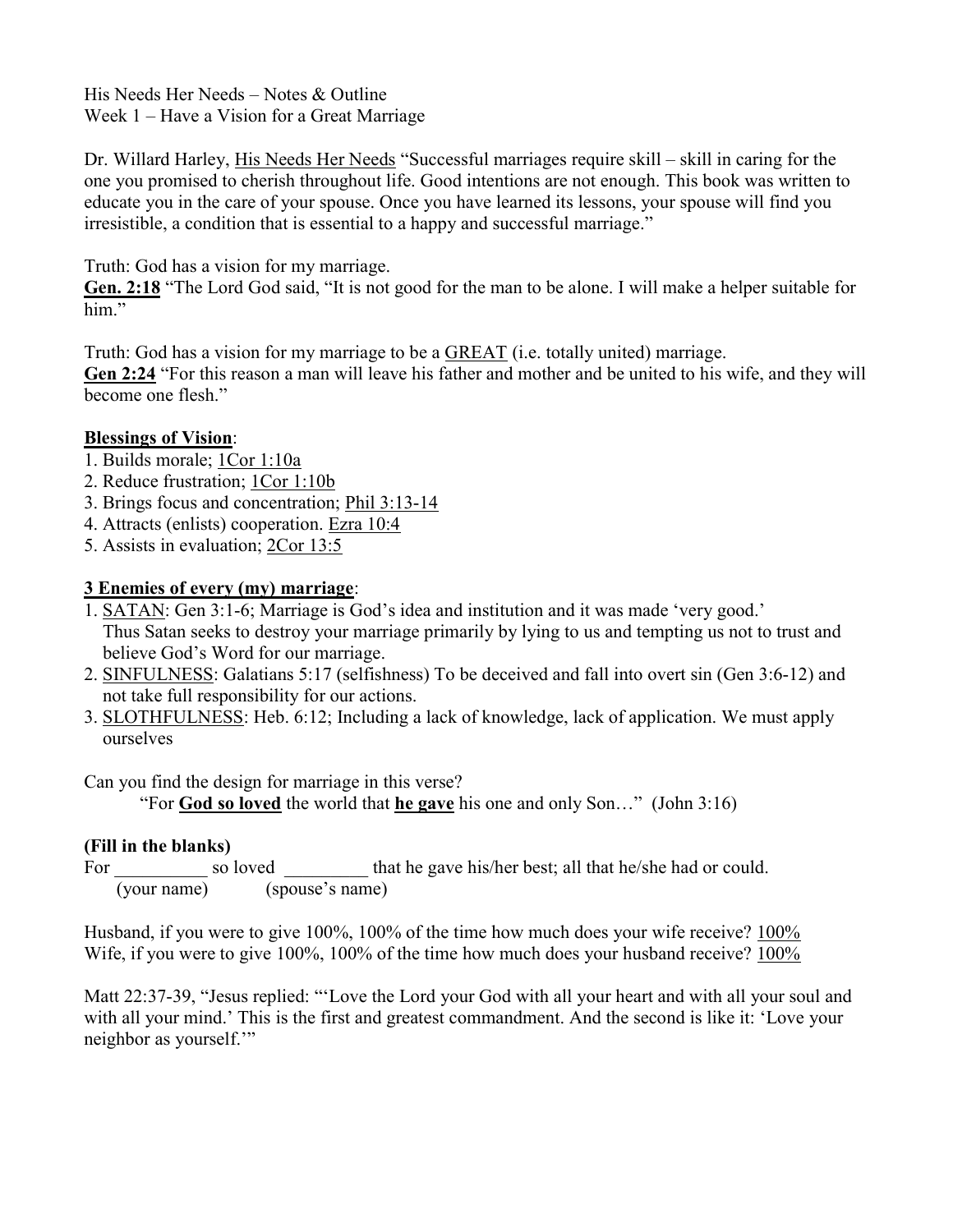His Needs Her Needs – Notes & Outline
Week 1 – Have a Vision for a Great Marriage

Dr. Willard Harley, His Needs Her Needs "Successful marriages require skill – skill in caring for the one you promised to cherish throughout life. Good intentions are not enough. This book was written to educate you in the care of your spouse. Once you have learned its lessons, your spouse will find you irresistible, a condition that is essential to a happy and successful marriage."

Truth: God has a vision for my marriage.
**Gen. 2:18** "The Lord God said, "It is not good for the man to be alone. I will make a helper suitable for him."

Truth: God has a vision for my marriage to be a GREAT (i.e. totally united) marriage.
**Gen 2:24** "For this reason a man will leave his father and mother and be united to his wife, and they will become one flesh."

**Blessings of Vision**:

1. Builds morale; 1Cor 1:10a
2. Reduce frustration; 1Cor 1:10b
3. Brings focus and concentration; Phil 3:13-14
4. Attracts (enlists) cooperation. Ezra 10:4
5. Assists in evaluation; 2Cor 13:5

**3 Enemies of every (my) marriage**:

1. SATAN: Gen 3:1-6; Marriage is God's idea and institution and it was made 'very good.' Thus Satan seeks to destroy your marriage primarily by lying to us and tempting us not to trust and believe God's Word for our marriage.
2. SINFULNESS: Galatians 5:17 (selfishness) To be deceived and fall into overt sin (Gen 3:6-12) and not take full responsibility for our actions.
3. SLOTHFULNESS: Heb. 6:12; Including a lack of knowledge, lack of application. We must apply ourselves

Can you find the design for marriage in this verse?

"For **God so loved** the world that **he gave** his one and only Son…" (John 3:16)

**(Fill in the blanks)**

For __________ so loved _________ that he gave his/her best; all that he/she had or could.
(your name) (spouse's name)

Husband, if you were to give 100%, 100% of the time how much does your wife receive? 100%
Wife, if you were to give 100%, 100% of the time how much does your husband receive? 100%

Matt 22:37-39, "Jesus replied: "'Love the Lord your God with all your heart and with all your soul and with all your mind.' This is the first and greatest commandment. And the second is like it: 'Love your neighbor as yourself.'"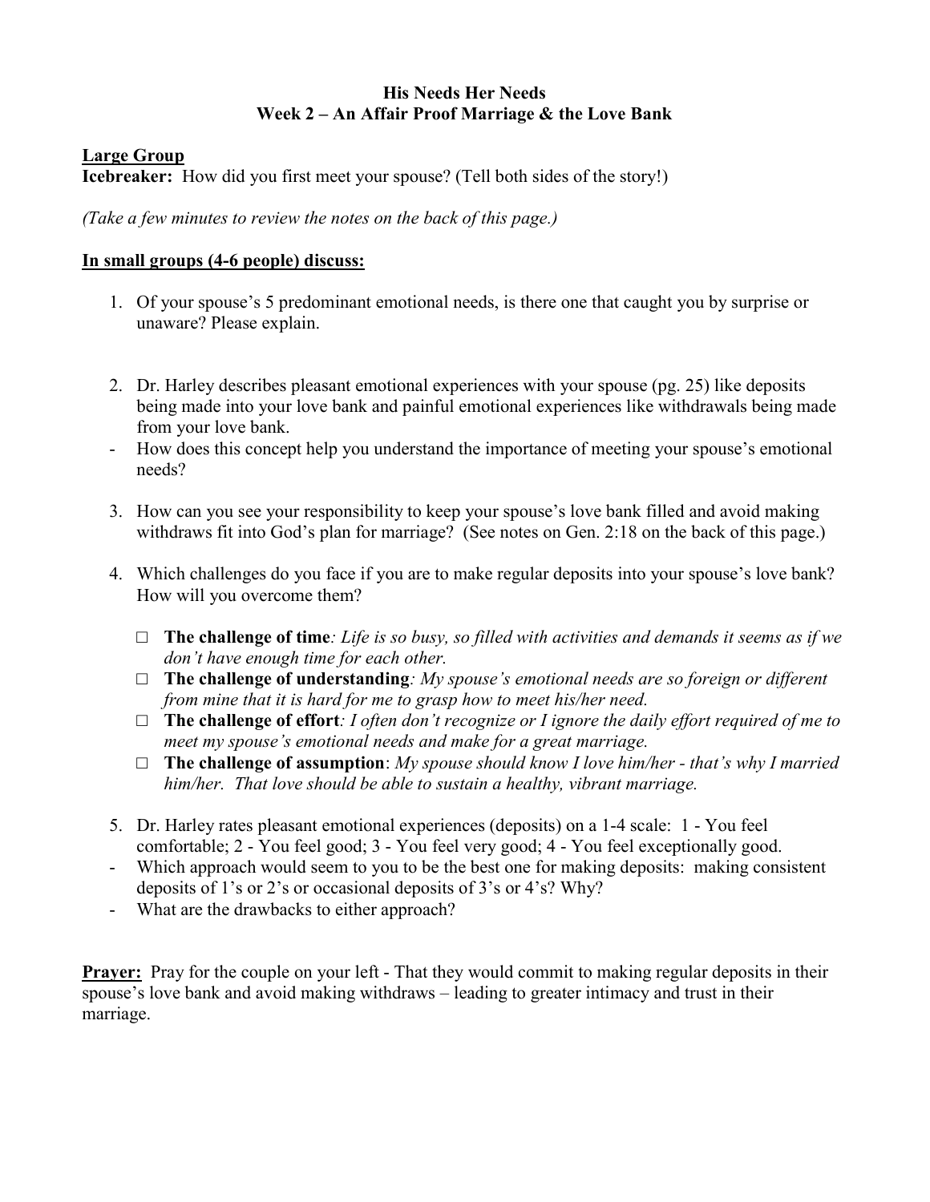**His Needs Her Needs**
**Week 2 – An Affair Proof Marriage & the Love Bank**

**Large Group**
**Icebreaker:** How did you first meet your spouse? (Tell both sides of the story!)

*(Take a few minutes to review the notes on the back of this page.)*

**In small groups (4-6 people) discuss:**

1. Of your spouse's 5 predominant emotional needs, is there one that caught you by surprise or unaware? Please explain.

2. Dr. Harley describes pleasant emotional experiences with your spouse (pg. 25) like deposits being made into your love bank and painful emotional experiences like withdrawals being made from your love bank.
   - How does this concept help you understand the importance of meeting your spouse's emotional needs?

3. How can you see your responsibility to keep your spouse's love bank filled and avoid making withdraws fit into God's plan for marriage? (See notes on Gen. 2:18 on the back of this page.)

4. Which challenges do you face if you are to make regular deposits into your spouse's love bank? How will you overcome them?

   - □ **The challenge of time***: Life is so busy, so filled with activities and demands it seems as if we don't have enough time for each other.*
   - □ **The challenge of understanding***: My spouse's emotional needs are so foreign or different from mine that it is hard for me to grasp how to meet his/her need.*
   - □ **The challenge of effort***: I often don't recognize or I ignore the daily effort required of me to meet my spouse's emotional needs and make for a great marriage.*
   - □ **The challenge of assumption**: *My spouse should know I love him/her - that's why I married him/her. That love should be able to sustain a healthy, vibrant marriage.*

5. Dr. Harley rates pleasant emotional experiences (deposits) on a 1-4 scale: 1 - You feel comfortable; 2 - You feel good; 3 - You feel very good; 4 - You feel exceptionally good.
   - Which approach would seem to you to be the best one for making deposits: making consistent deposits of 1's or 2's or occasional deposits of 3's or 4's? Why?
   - What are the drawbacks to either approach?

**Prayer:** Pray for the couple on your left - That they would commit to making regular deposits in their spouse's love bank and avoid making withdraws – leading to greater intimacy and trust in their marriage.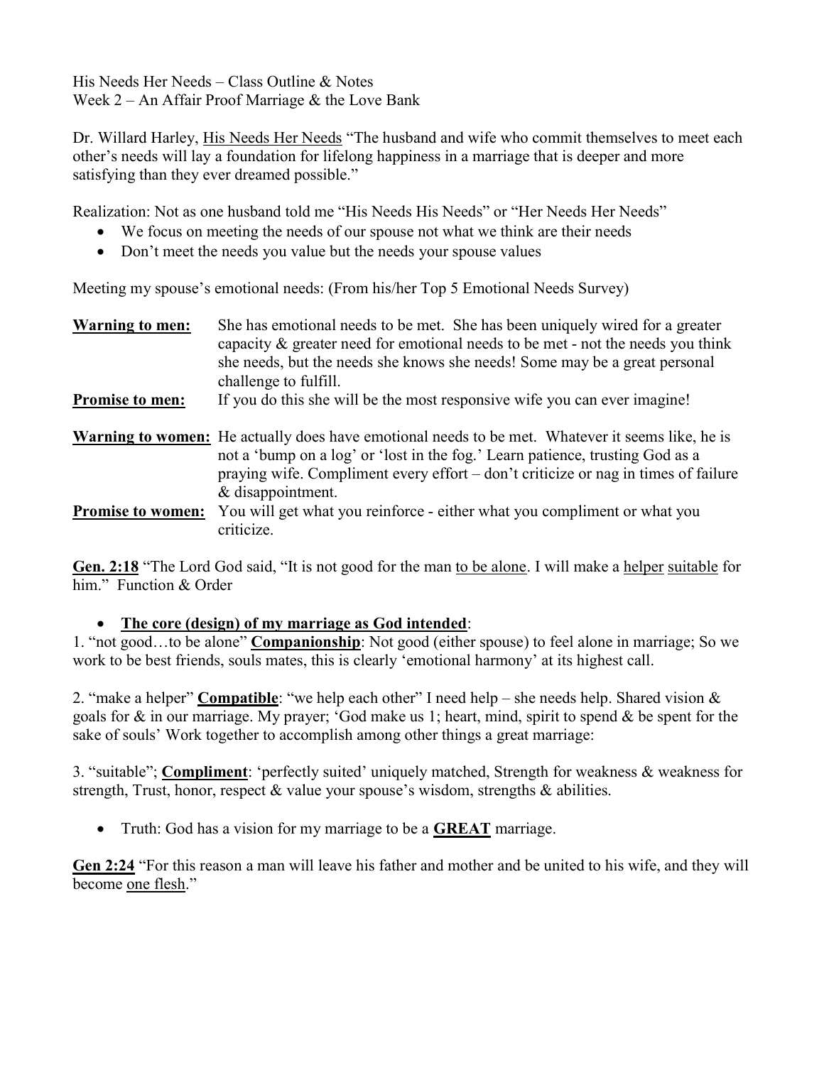His Needs Her Needs – Class Outline & Notes
Week 2 – An Affair Proof Marriage & the Love Bank

Dr. Willard Harley, <u>His Needs Her Needs</u> "The husband and wife who commit themselves to meet each other's needs will lay a foundation for lifelong happiness in a marriage that is deeper and more satisfying than they ever dreamed possible."

Realization: Not as one husband told me "His Needs His Needs" or "Her Needs Her Needs"

- We focus on meeting the needs of our spouse not what we think are their needs
- Don't meet the needs you value but the needs your spouse values

Meeting my spouse's emotional needs: (From his/her Top 5 Emotional Needs Survey)

**<u>Warning to men:</u>** She has emotional needs to be met. She has been uniquely wired for a greater capacity & greater need for emotional needs to be met - not the needs you think she needs, but the needs she knows she needs! Some may be a great personal challenge to fulfill.

**<u>Promise to men:</u>** If you do this she will be the most responsive wife you can ever imagine!

**<u>Warning to women:</u>** He actually does have emotional needs to be met. Whatever it seems like, he is not a 'bump on a log' or 'lost in the fog.' Learn patience, trusting God as a praying wife. Compliment every effort – don't criticize or nag in times of failure & disappointment.

**<u>Promise to women:</u>** You will get what you reinforce - either what you compliment or what you criticize.

**<u>Gen. 2:18</u>** "The Lord God said, "It is not good for the man <u>to be alone</u>. I will make a <u>helper</u> <u>suitable</u> for him." Function & Order

- **<u>The core (design) of my marriage as God intended</u>**:

1. "not good…to be alone" **<u>Companionship</u>**: Not good (either spouse) to feel alone in marriage; So we work to be best friends, souls mates, this is clearly 'emotional harmony' at its highest call.

2. "make a helper" **<u>Compatible</u>**: "we help each other" I need help – she needs help. Shared vision & goals for & in our marriage. My prayer; 'God make us 1; heart, mind, spirit to spend & be spent for the sake of souls' Work together to accomplish among other things a great marriage:

3. "suitable"; **<u>Compliment</u>**: 'perfectly suited' uniquely matched, Strength for weakness & weakness for strength, Trust, honor, respect & value your spouse's wisdom, strengths & abilities.

- Truth: God has a vision for my marriage to be a **<u>GREAT</u>** marriage.

**<u>Gen 2:24</u>** "For this reason a man will leave his father and mother and be united to his wife, and they will become <u>one flesh</u>."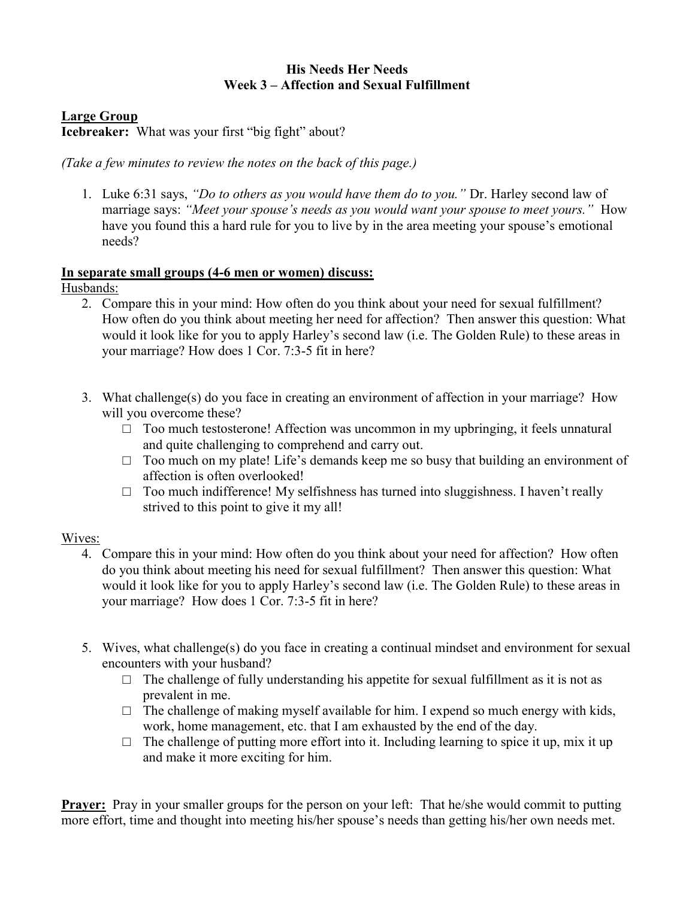**His Needs Her Needs**
**Week 3 – Affection and Sexual Fulfillment**

**Large Group**
**Icebreaker:** What was your first "big fight" about?

*(Take a few minutes to review the notes on the back of this page.)*

1. Luke 6:31 says, *"Do to others as you would have them do to you."* Dr. Harley second law of marriage says: *"Meet your spouse's needs as you would want your spouse to meet yours."* How have you found this a hard rule for you to live by in the area meeting your spouse's emotional needs?

**In separate small groups (4-6 men or women) discuss:**

Husbands:

2. Compare this in your mind: How often do you think about your need for sexual fulfillment? How often do you think about meeting her need for affection? Then answer this question: What would it look like for you to apply Harley's second law (i.e. The Golden Rule) to these areas in your marriage? How does 1 Cor. 7:3-5 fit in here?

3. What challenge(s) do you face in creating an environment of affection in your marriage? How will you overcome these?
   - □ Too much testosterone! Affection was uncommon in my upbringing, it feels unnatural and quite challenging to comprehend and carry out.
   - □ Too much on my plate! Life's demands keep me so busy that building an environment of affection is often overlooked!
   - □ Too much indifference! My selfishness has turned into sluggishness. I haven't really strived to this point to give it my all!

Wives:

4. Compare this in your mind: How often do you think about your need for affection? How often do you think about meeting his need for sexual fulfillment? Then answer this question: What would it look like for you to apply Harley's second law (i.e. The Golden Rule) to these areas in your marriage? How does 1 Cor. 7:3-5 fit in here?

5. Wives, what challenge(s) do you face in creating a continual mindset and environment for sexual encounters with your husband?
   - □ The challenge of fully understanding his appetite for sexual fulfillment as it is not as prevalent in me.
   - □ The challenge of making myself available for him. I expend so much energy with kids, work, home management, etc. that I am exhausted by the end of the day.
   - □ The challenge of putting more effort into it. Including learning to spice it up, mix it up and make it more exciting for him.

**Prayer:** Pray in your smaller groups for the person on your left: That he/she would commit to putting more effort, time and thought into meeting his/her spouse's needs than getting his/her own needs met.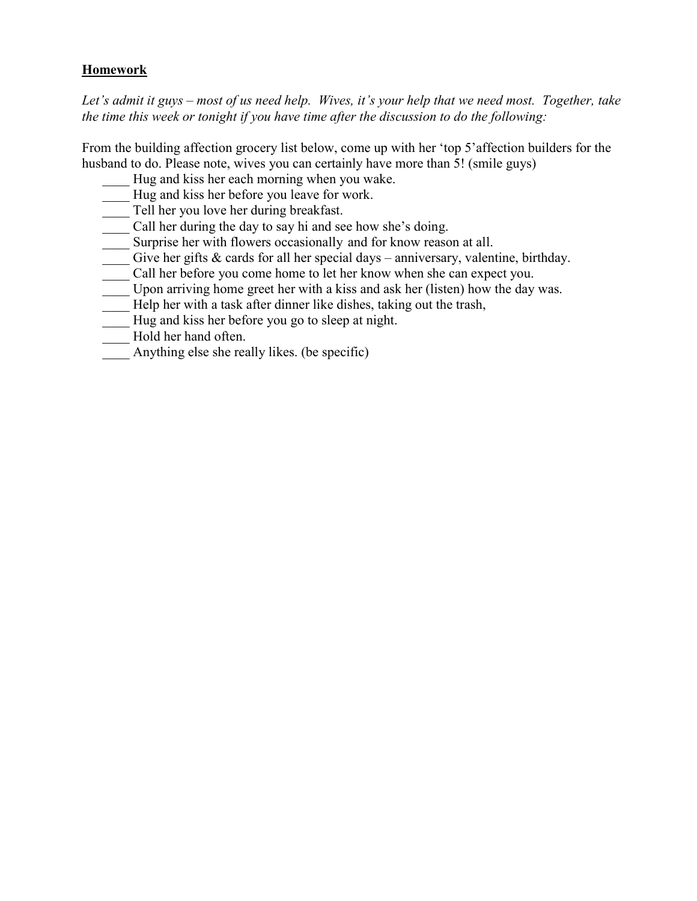**Homework**

*Let's admit it guys – most of us need help. Wives, it's your help that we need most. Together, take the time this week or tonight if you have time after the discussion to do the following:*

From the building affection grocery list below, come up with her 'top 5'affection builders for the husband to do. Please note, wives you can certainly have more than 5! (smile guys)

- ____ Hug and kiss her each morning when you wake.
- ____ Hug and kiss her before you leave for work.
- ____ Tell her you love her during breakfast.
- ____ Call her during the day to say hi and see how she's doing.
- ____ Surprise her with flowers occasionally and for know reason at all.
- ____ Give her gifts & cards for all her special days – anniversary, valentine, birthday.
- ____ Call her before you come home to let her know when she can expect you.
- ____ Upon arriving home greet her with a kiss and ask her (listen) how the day was.
- ____ Help her with a task after dinner like dishes, taking out the trash,
- ____ Hug and kiss her before you go to sleep at night.
- ____ Hold her hand often.
- ____ Anything else she really likes. (be specific)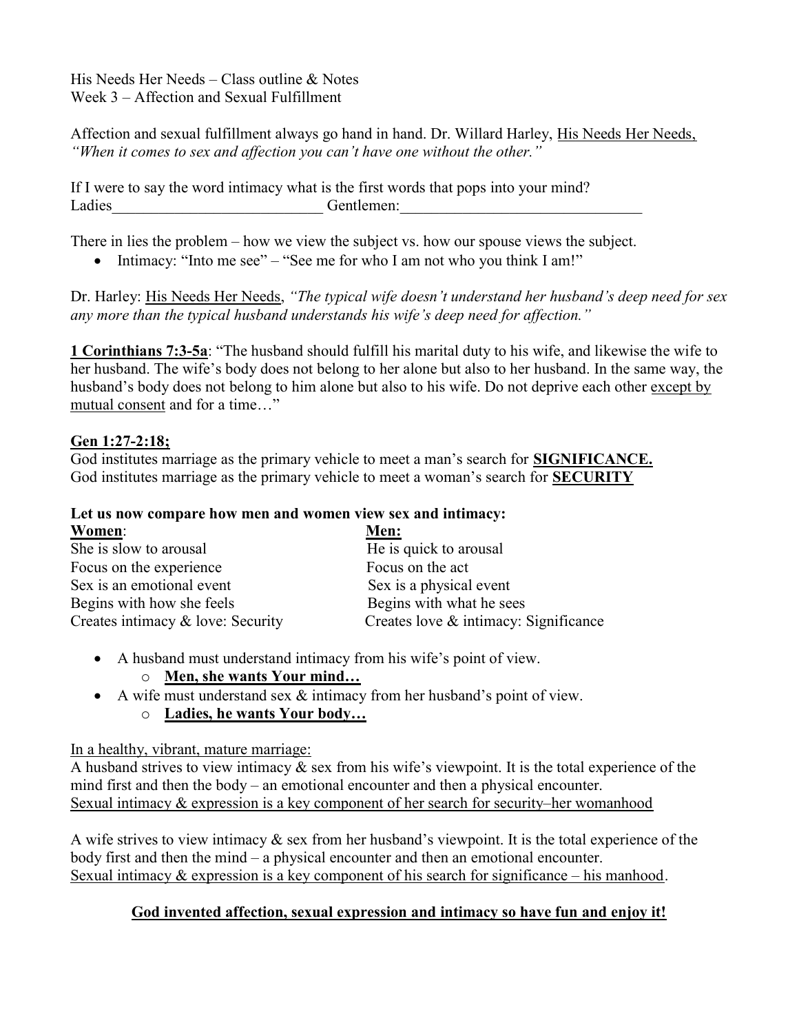His Needs Her Needs – Class outline & Notes
Week 3 – Affection and Sexual Fulfillment

Affection and sexual fulfillment always go hand in hand. Dr. Willard Harley, <u>His Needs Her Needs,</u> *"When it comes to sex and affection you can't have one without the other."*

If I were to say the word intimacy what is the first words that pops into your mind?
Ladies___________________________ Gentlemen:________________________________

There in lies the problem – how we view the subject vs. how our spouse views the subject.

- Intimacy: "Into me see" – "See me for who I am not who you think I am!"

Dr. Harley: <u>His Needs Her Needs</u>, *"The typical wife doesn't understand her husband's deep need for sex any more than the typical husband understands his wife's deep need for affection."*

**<u>1 Corinthians 7:3-5a</u>**: "The husband should fulfill his marital duty to his wife, and likewise the wife to her husband. The wife's body does not belong to her alone but also to her husband. In the same way, the husband's body does not belong to him alone but also to his wife. Do not deprive each other <u>except by mutual consent</u> and for a time…"

**<u>Gen 1:27-2:18;</u>**
God institutes marriage as the primary vehicle to meet a man's search for **<u>SIGNIFICANCE.</u>**
God institutes marriage as the primary vehicle to meet a woman's search for **<u>SECURITY</u>**

**Let us now compare how men and women view sex and intimacy:**

| **<u>Women</u>**: | **<u>Men:</u>** |
|---|---|
| She is slow to arousal | He is quick to arousal |
| Focus on the experience | Focus on the act |
| Sex is an emotional event | Sex is a physical event |
| Begins with how she feels | Begins with what he sees |
| Creates intimacy & love: Security | Creates love & intimacy: Significance |

- A husband must understand intimacy from his wife's point of view.
  - **<u>Men, she wants Your mind…</u>**
- A wife must understand sex & intimacy from her husband's point of view.
  - **<u>Ladies, he wants Your body…</u>**

<u>In a healthy, vibrant, mature marriage:</u>
A husband strives to view intimacy & sex from his wife's viewpoint. It is the total experience of the mind first and then the body – an emotional encounter and then a physical encounter.
<u>Sexual intimacy & expression is a key component of her search for security–her womanhood</u>

A wife strives to view intimacy & sex from her husband's viewpoint. It is the total experience of the body first and then the mind – a physical encounter and then an emotional encounter.
<u>Sexual intimacy & expression is a key component of his search for significance – his manhood</u>.

**<u>God invented affection, sexual expression and intimacy so have fun and enjoy it!</u>**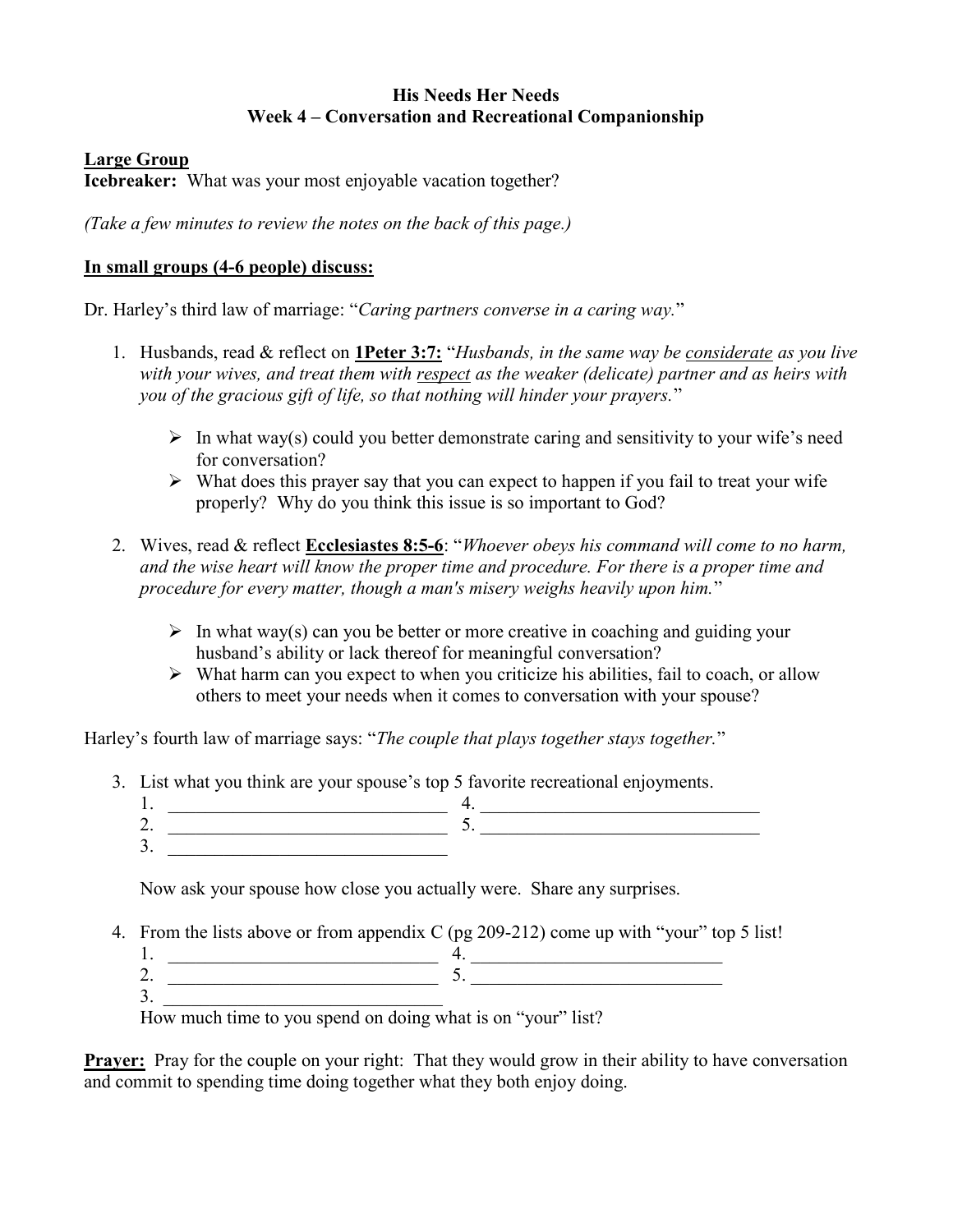**His Needs Her Needs**
**Week 4 – Conversation and Recreational Companionship**

**Large Group**

**Icebreaker:** What was your most enjoyable vacation together?

*(Take a few minutes to review the notes on the back of this page.)*

**In small groups (4-6 people) discuss:**

Dr. Harley's third law of marriage: "*Caring partners converse in a caring way.*"

1. Husbands, read & reflect on **1Peter 3:7:** "*Husbands, in the same way be considerate as you live with your wives, and treat them with respect as the weaker (delicate) partner and as heirs with you of the gracious gift of life, so that nothing will hinder your prayers.*"
   - In what way(s) could you better demonstrate caring and sensitivity to your wife's need for conversation?
   - What does this prayer say that you can expect to happen if you fail to treat your wife properly? Why do you think this issue is so important to God?

2. Wives, read & reflect **Ecclesiastes 8:5-6**: "*Whoever obeys his command will come to no harm, and the wise heart will know the proper time and procedure. For there is a proper time and procedure for every matter, though a man's misery weighs heavily upon him.*"
   - In what way(s) can you be better or more creative in coaching and guiding your husband's ability or lack thereof for meaningful conversation?
   - What harm can you expect to when you criticize his abilities, fail to coach, or allow others to meet your needs when it comes to conversation with your spouse?

Harley's fourth law of marriage says: "*The couple that plays together stays together.*"

3. List what you think are your spouse's top 5 favorite recreational enjoyments.
   1. ______________________________ 4. ______________________________
   2. ______________________________ 5. ______________________________
   3. ______________________________

   Now ask your spouse how close you actually were. Share any surprises.

4. From the lists above or from appendix C (pg 209-212) come up with "your" top 5 list!
   1. ____________________________ 4. ___________________________
   2. ____________________________ 5. ___________________________
   3. ____________________________

   How much time to you spend on doing what is on "your" list?

**Prayer:** Pray for the couple on your right: That they would grow in their ability to have conversation and commit to spending time doing together what they both enjoy doing.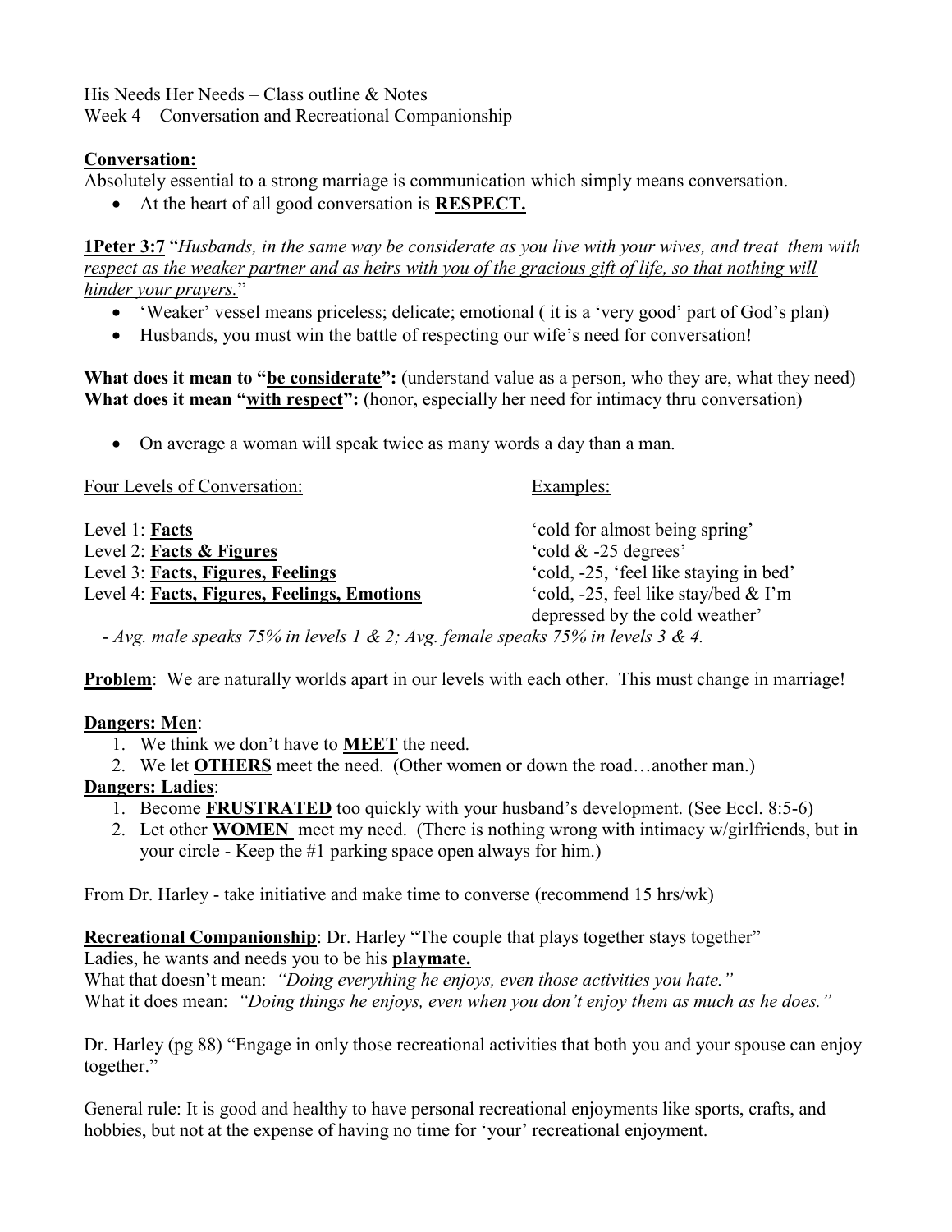His Needs Her Needs – Class outline & Notes
Week 4 – Conversation and Recreational Companionship

**Conversation:**
Absolutely essential to a strong marriage is communication which simply means conversation.

- At the heart of all good conversation is **RESPECT.**

**1Peter 3:7** "*Husbands, in the same way be considerate as you live with your wives, and treat them with respect as the weaker partner and as heirs with you of the gracious gift of life, so that nothing will hinder your prayers.*"

- 'Weaker' vessel means priceless; delicate; emotional ( it is a 'very good' part of God's plan)
- Husbands, you must win the battle of respecting our wife's need for conversation!

**What does it mean to "be considerate":** (understand value as a person, who they are, what they need)
**What does it mean "with respect":** (honor, especially her need for intimacy thru conversation)

- On average a woman will speak twice as many words a day than a man.

| Four Levels of Conversation: | Examples: |
|---|---|
| Level 1: **Facts** | 'cold for almost being spring' |
| Level 2: **Facts & Figures** | 'cold & -25 degrees' |
| Level 3: **Facts, Figures, Feelings** | 'cold, -25, 'feel like staying in bed' |
| Level 4: **Facts, Figures, Feelings, Emotions** | 'cold, -25, feel like stay/bed & I'm depressed by the cold weather' |

- *Avg. male speaks 75% in levels 1 & 2; Avg. female speaks 75% in levels 3 & 4.*

**Problem**: We are naturally worlds apart in our levels with each other. This must change in marriage!

**Dangers: Men**:

1. We think we don't have to **MEET** the need.
2. We let **OTHERS** meet the need. (Other women or down the road…another man.)

**Dangers: Ladies**:

1. Become **FRUSTRATED** too quickly with your husband's development. (See Eccl. 8:5-6)
2. Let other **WOMEN** meet my need. (There is nothing wrong with intimacy w/girlfriends, but in your circle - Keep the #1 parking space open always for him.)

From Dr. Harley - take initiative and make time to converse (recommend 15 hrs/wk)

**Recreational Companionship**: Dr. Harley "The couple that plays together stays together"
Ladies, he wants and needs you to be his **playmate.**
What that doesn't mean: *"Doing everything he enjoys, even those activities you hate."*
What it does mean: *"Doing things he enjoys, even when you don't enjoy them as much as he does."*

Dr. Harley (pg 88) "Engage in only those recreational activities that both you and your spouse can enjoy together."

General rule: It is good and healthy to have personal recreational enjoyments like sports, crafts, and hobbies, but not at the expense of having no time for 'your' recreational enjoyment.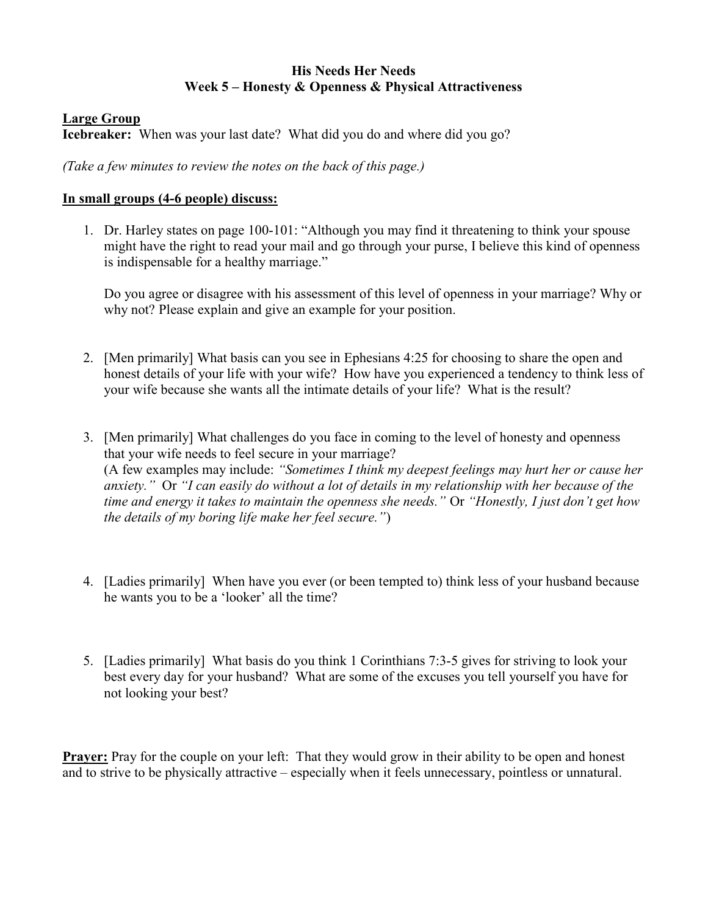# His Needs Her Needs
## Week 5 – Honesty & Openness & Physical Attractiveness

**Large Group**

**Icebreaker:** When was your last date? What did you do and where did you go?

*(Take a few minutes to review the notes on the back of this page.)*

**In small groups (4-6 people) discuss:**

1. Dr. Harley states on page 100-101: "Although you may find it threatening to think your spouse might have the right to read your mail and go through your purse, I believe this kind of openness is indispensable for a healthy marriage."

   Do you agree or disagree with his assessment of this level of openness in your marriage? Why or why not? Please explain and give an example for your position.

2. [Men primarily] What basis can you see in Ephesians 4:25 for choosing to share the open and honest details of your life with your wife? How have you experienced a tendency to think less of your wife because she wants all the intimate details of your life? What is the result?

3. [Men primarily] What challenges do you face in coming to the level of honesty and openness that your wife needs to feel secure in your marriage?
   (A few examples may include: *"Sometimes I think my deepest feelings may hurt her or cause her anxiety."* Or *"I can easily do without a lot of details in my relationship with her because of the time and energy it takes to maintain the openness she needs."* Or *"Honestly, I just don't get how the details of my boring life make her feel secure."*)

4. [Ladies primarily] When have you ever (or been tempted to) think less of your husband because he wants you to be a 'looker' all the time?

5. [Ladies primarily] What basis do you think 1 Corinthians 7:3-5 gives for striving to look your best every day for your husband? What are some of the excuses you tell yourself you have for not looking your best?

**Prayer:** Pray for the couple on your left: That they would grow in their ability to be open and honest and to strive to be physically attractive – especially when it feels unnecessary, pointless or unnatural.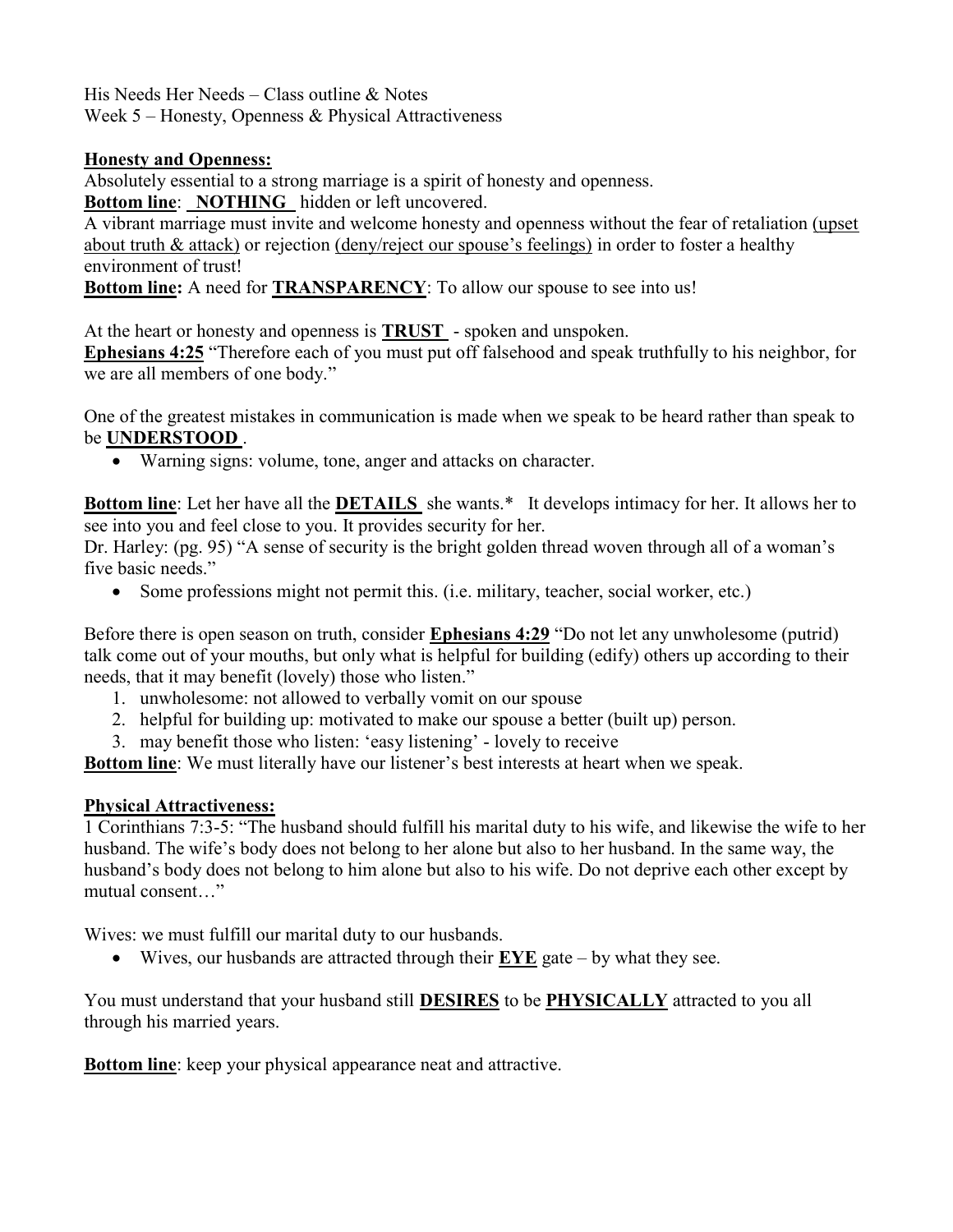His Needs Her Needs – Class outline & Notes
Week 5 – Honesty, Openness & Physical Attractiveness

**Honesty and Openness:**

Absolutely essential to a strong marriage is a spirit of honesty and openness.

**Bottom line**: **NOTHING** hidden or left uncovered.

A vibrant marriage must invite and welcome honesty and openness without the fear of retaliation (upset about truth & attack) or rejection (deny/reject our spouse's feelings) in order to foster a healthy environment of trust!

**Bottom line:** A need for **TRANSPARENCY**: To allow our spouse to see into us!

At the heart or honesty and openness is **TRUST** - spoken and unspoken.

**Ephesians 4:25** "Therefore each of you must put off falsehood and speak truthfully to his neighbor, for we are all members of one body."

One of the greatest mistakes in communication is made when we speak to be heard rather than speak to be **UNDERSTOOD**.

- Warning signs: volume, tone, anger and attacks on character.

**Bottom line**: Let her have all the **DETAILS** she wants.* It develops intimacy for her. It allows her to see into you and feel close to you. It provides security for her.

Dr. Harley: (pg. 95) "A sense of security is the bright golden thread woven through all of a woman's five basic needs."

- Some professions might not permit this. (i.e. military, teacher, social worker, etc.)

Before there is open season on truth, consider **Ephesians 4:29** "Do not let any unwholesome (putrid) talk come out of your mouths, but only what is helpful for building (edify) others up according to their needs, that it may benefit (lovely) those who listen."

1. unwholesome: not allowed to verbally vomit on our spouse
2. helpful for building up: motivated to make our spouse a better (built up) person.
3. may benefit those who listen: 'easy listening' - lovely to receive

**Bottom line**: We must literally have our listener's best interests at heart when we speak.

**Physical Attractiveness:**

1 Corinthians 7:3-5: "The husband should fulfill his marital duty to his wife, and likewise the wife to her husband. The wife's body does not belong to her alone but also to her husband. In the same way, the husband's body does not belong to him alone but also to his wife. Do not deprive each other except by mutual consent…"

Wives: we must fulfill our marital duty to our husbands.

- Wives, our husbands are attracted through their **EYE** gate – by what they see.

You must understand that your husband still **DESIRES** to be **PHYSICALLY** attracted to you all through his married years.

**Bottom line**: keep your physical appearance neat and attractive.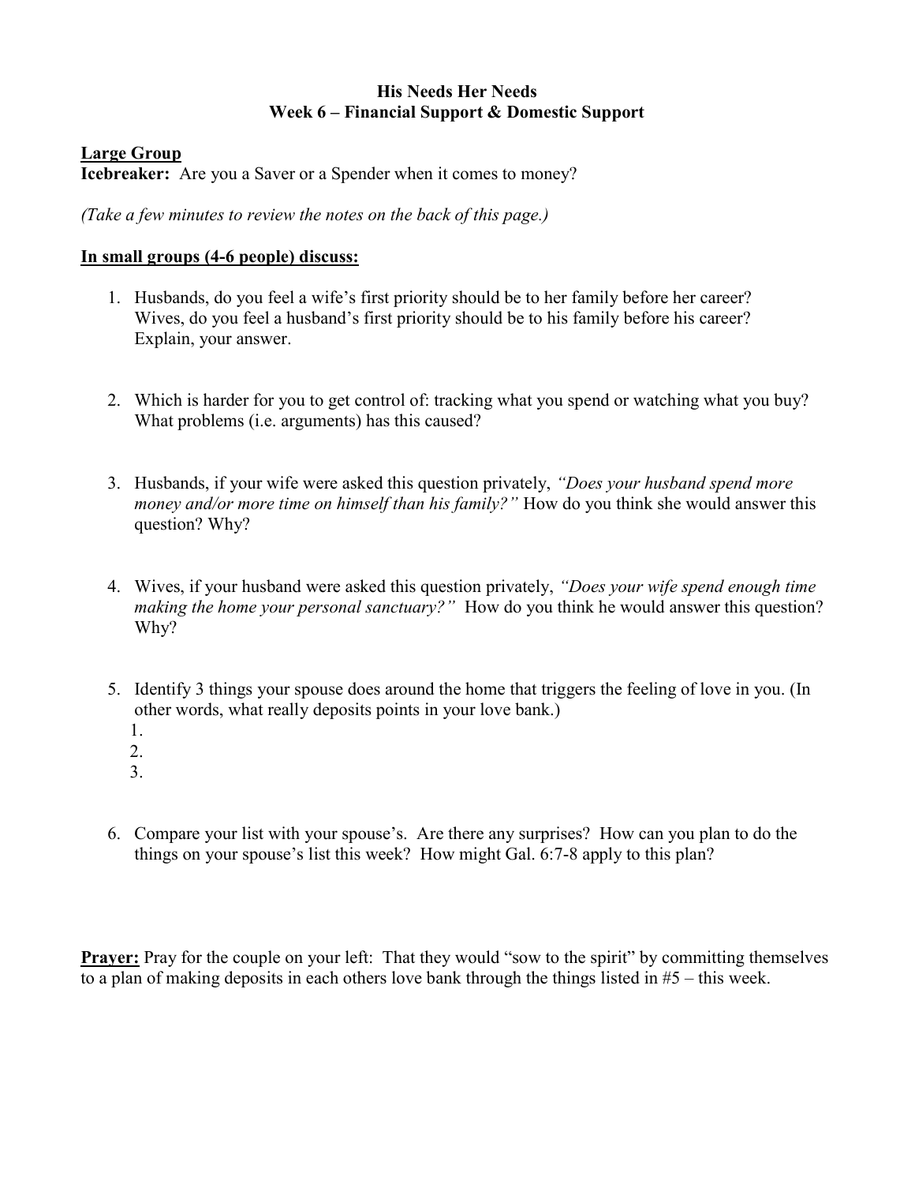# His Needs Her Needs
## Week 6 – Financial Support & Domestic Support

**Large Group**

**Icebreaker:** Are you a Saver or a Spender when it comes to money?

*(Take a few minutes to review the notes on the back of this page.)*

**In small groups (4-6 people) discuss:**

1. Husbands, do you feel a wife's first priority should be to her family before her career? Wives, do you feel a husband's first priority should be to his family before his career? Explain, your answer.

2. Which is harder for you to get control of: tracking what you spend or watching what you buy? What problems (i.e. arguments) has this caused?

3. Husbands, if your wife were asked this question privately, *"Does your husband spend more money and/or more time on himself than his family?"* How do you think she would answer this question? Why?

4. Wives, if your husband were asked this question privately, *"Does your wife spend enough time making the home your personal sanctuary?"* How do you think he would answer this question? Why?

5. Identify 3 things your spouse does around the home that triggers the feeling of love in you. (In other words, what really deposits points in your love bank.)
   1.
   2.
   3.

6. Compare your list with your spouse's. Are there any surprises? How can you plan to do the things on your spouse's list this week? How might Gal. 6:7-8 apply to this plan?

**Prayer:** Pray for the couple on your left: That they would "sow to the spirit" by committing themselves to a plan of making deposits in each others love bank through the things listed in #5 – this week.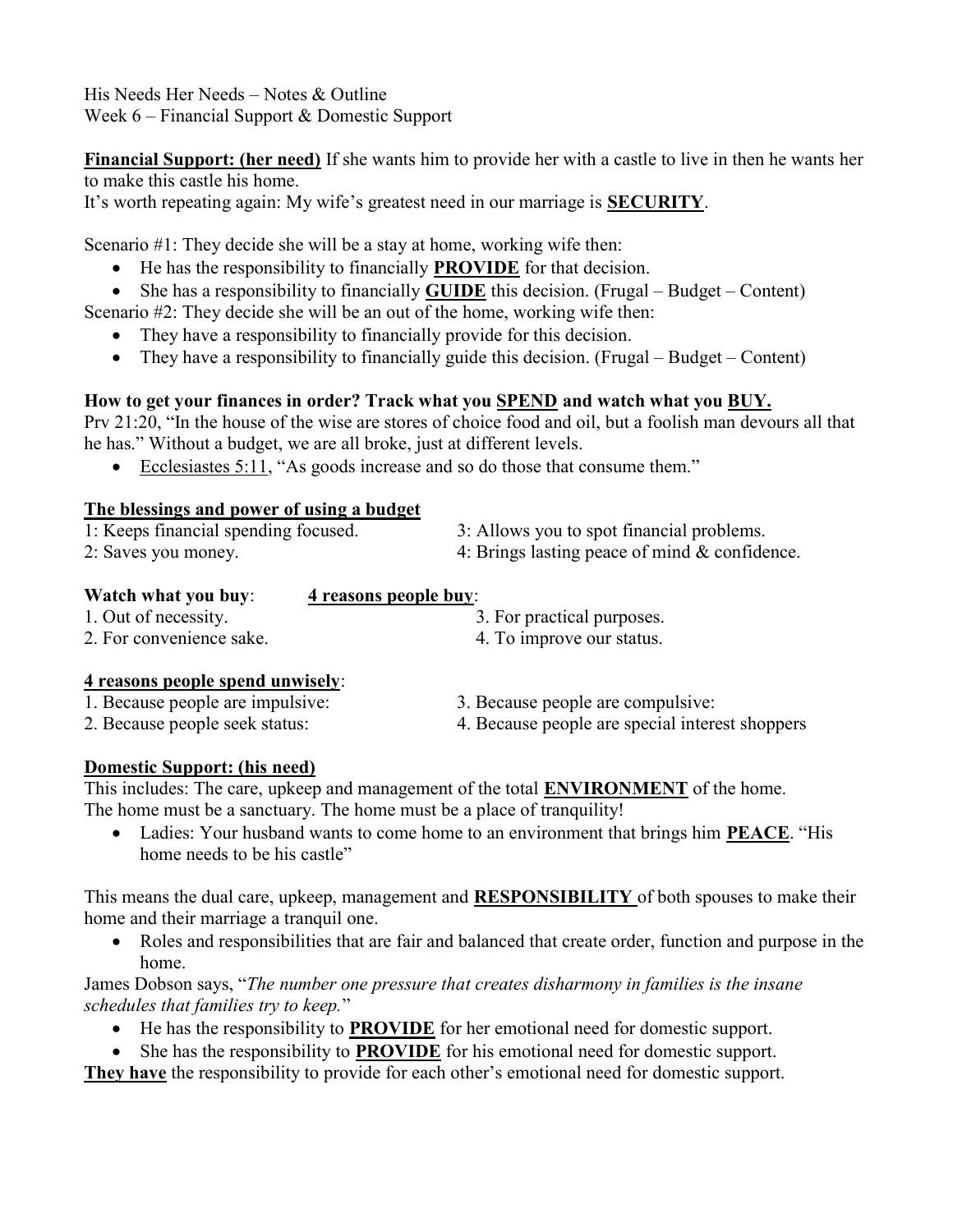His Needs Her Needs – Notes & Outline
Week 6 – Financial Support & Domestic Support

**<u>Financial Support: (her need)</u>** If she wants him to provide her with a castle to live in then he wants her to make this castle his home.
It's worth repeating again: My wife's greatest need in our marriage is **<u>SECURITY</u>**.

Scenario #1: They decide she will be a stay at home, working wife then:

- He has the responsibility to financially **<u>PROVIDE</u>** for that decision.
- She has a responsibility to financially **<u>GUIDE</u>** this decision. (Frugal – Budget – Content)

Scenario #2: They decide she will be an out of the home, working wife then:

- They have a responsibility to financially provide for this decision.
- They have a responsibility to financially guide this decision. (Frugal – Budget – Content)

**How to get your finances in order? Track what you <u>SPEND</u> and watch what you <u>BUY.</u>**

Prv 21:20, "In the house of the wise are stores of choice food and oil, but a foolish man devours all that he has." Without a budget, we are all broke, just at different levels.

- <u>Ecclesiastes 5:11</u>, "As goods increase and so do those that consume them."

**<u>The blessings and power of using a budget</u>**

1: Keeps financial spending focused.
2: Saves you money.
3: Allows you to spot financial problems.
4: Brings lasting peace of mind & confidence.

**Watch what you buy**: **<u>4 reasons people buy</u>**:

1. Out of necessity.
2. For convenience sake.
3. For practical purposes.
4. To improve our status.

**<u>4 reasons people spend unwisely</u>**:

1. Because people are impulsive:
2. Because people seek status:
3. Because people are compulsive:
4. Because people are special interest shoppers

**<u>Domestic Support: (his need)</u>**

This includes: The care, upkeep and management of the total **<u>ENVIRONMENT</u>** of the home.
The home must be a sanctuary. The home must be a place of tranquility!

- Ladies: Your husband wants to come home to an environment that brings him **<u>PEACE</u>**. "His home needs to be his castle"

This means the dual care, upkeep, management and **<u>RESPONSIBILITY</u>** of both spouses to make their home and their marriage a tranquil one.

- Roles and responsibilities that are fair and balanced that create order, function and purpose in the home.

James Dobson says, "*The number one pressure that creates disharmony in families is the insane schedules that families try to keep.*"

- He has the responsibility to **<u>PROVIDE</u>** for her emotional need for domestic support.
- She has the responsibility to **<u>PROVIDE</u>** for his emotional need for domestic support.

**<u>They have</u>** the responsibility to provide for each other's emotional need for domestic support.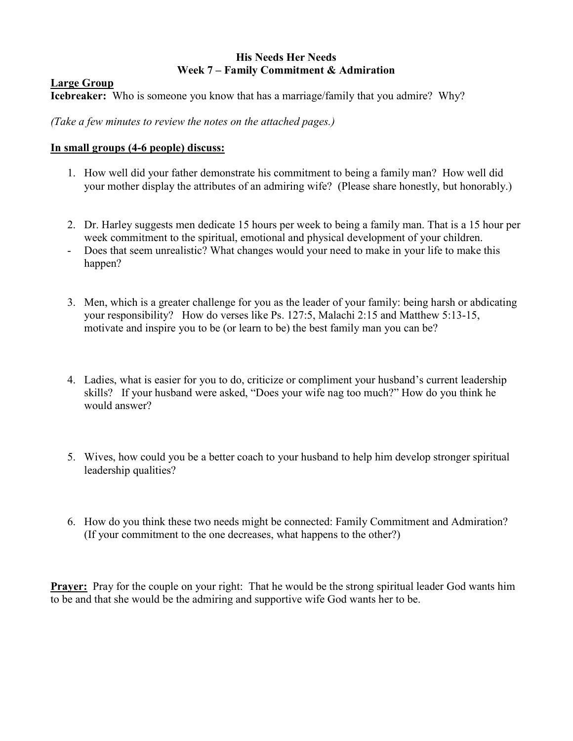# His Needs Her Needs
## Week 7 – Family Commitment & Admiration

**Large Group**

**Icebreaker:** Who is someone you know that has a marriage/family that you admire? Why?

*(Take a few minutes to review the notes on the attached pages.)*

**In small groups (4-6 people) discuss:**

1. How well did your father demonstrate his commitment to being a family man? How well did your mother display the attributes of an admiring wife? (Please share honestly, but honorably.)

2. Dr. Harley suggests men dedicate 15 hours per week to being a family man. That is a 15 hour per week commitment to the spiritual, emotional and physical development of your children.

- Does that seem unrealistic? What changes would your need to make in your life to make this happen?

3. Men, which is a greater challenge for you as the leader of your family: being harsh or abdicating your responsibility? How do verses like Ps. 127:5, Malachi 2:15 and Matthew 5:13-15, motivate and inspire you to be (or learn to be) the best family man you can be?

4. Ladies, what is easier for you to do, criticize or compliment your husband's current leadership skills? If your husband were asked, "Does your wife nag too much?" How do you think he would answer?

5. Wives, how could you be a better coach to your husband to help him develop stronger spiritual leadership qualities?

6. How do you think these two needs might be connected: Family Commitment and Admiration? (If your commitment to the one decreases, what happens to the other?)

**Prayer:** Pray for the couple on your right: That he would be the strong spiritual leader God wants him to be and that she would be the admiring and supportive wife God wants her to be.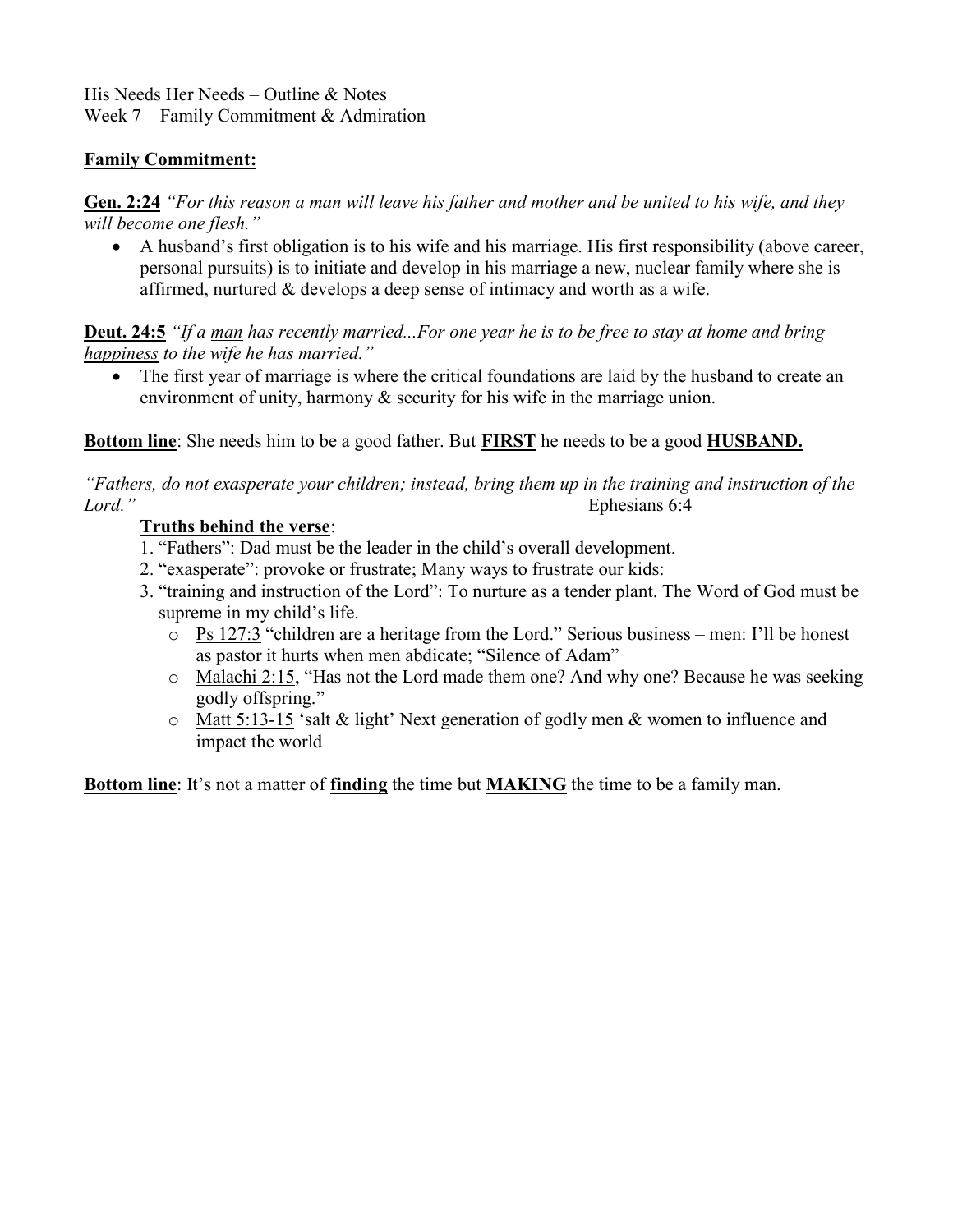His Needs Her Needs – Outline & Notes
Week 7 – Family Commitment & Admiration

**<u>Family Commitment:</u>**

**<u>Gen. 2:24</u>** *"For this reason a man will leave his father and mother and be united to his wife, and they will become <u>one flesh</u>."*

- A husband's first obligation is to his wife and his marriage. His first responsibility (above career, personal pursuits) is to initiate and develop in his marriage a new, nuclear family where she is affirmed, nurtured & develops a deep sense of intimacy and worth as a wife.

**<u>Deut. 24:5</u>** *"If a <u>man</u> has recently married...For one year he is to be free to stay at home and bring <u>happiness</u> to the wife he has married."*

- The first year of marriage is where the critical foundations are laid by the husband to create an environment of unity, harmony & security for his wife in the marriage union.

**<u>Bottom line</u>**: She needs him to be a good father. But **<u>FIRST</u>** he needs to be a good **<u>HUSBAND.</u>**

*"Fathers, do not exasperate your children; instead, bring them up in the training and instruction of the Lord."* Ephesians 6:4

**<u>Truths behind the verse</u>**:

1. "Fathers": Dad must be the leader in the child's overall development.
2. "exasperate": provoke or frustrate; Many ways to frustrate our kids:
3. "training and instruction of the Lord": To nurture as a tender plant. The Word of God must be supreme in my child's life.
   - <u>Ps 127:3</u> "children are a heritage from the Lord." Serious business – men: I'll be honest as pastor it hurts when men abdicate; "Silence of Adam"
   - <u>Malachi 2:15</u>, "Has not the Lord made them one? And why one? Because he was seeking godly offspring."
   - <u>Matt 5:13-15</u> 'salt & light' Next generation of godly men & women to influence and impact the world

**<u>Bottom line</u>**: It's not a matter of **<u>finding</u>** the time but **<u>MAKING</u>** the time to be a family man.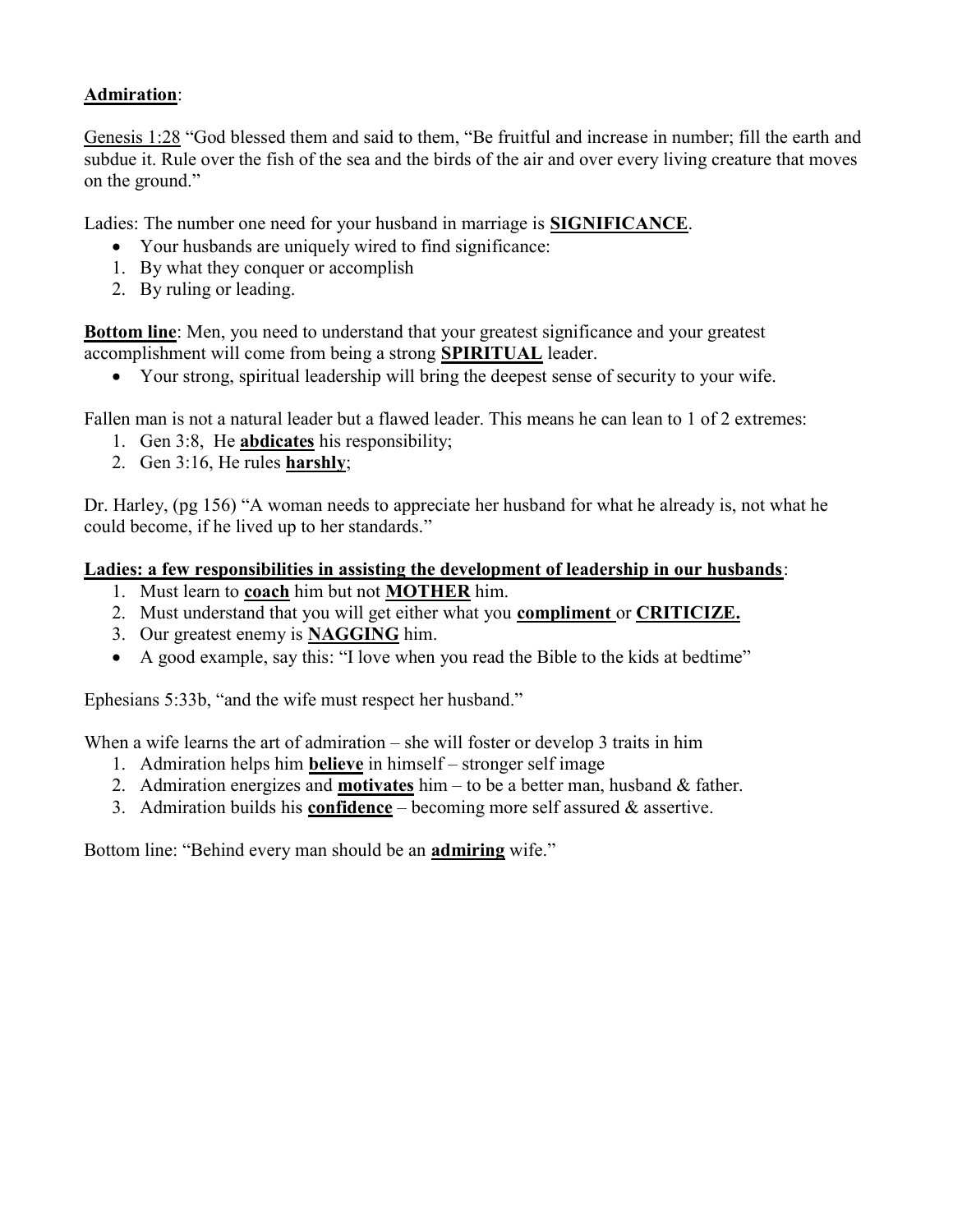**Admiration**:

Genesis 1:28 "God blessed them and said to them, "Be fruitful and increase in number; fill the earth and subdue it. Rule over the fish of the sea and the birds of the air and over every living creature that moves on the ground."

Ladies: The number one need for your husband in marriage is **SIGNIFICANCE**.

- Your husbands are uniquely wired to find significance:

1. By what they conquer or accomplish
2. By ruling or leading.

**Bottom line**: Men, you need to understand that your greatest significance and your greatest accomplishment will come from being a strong **SPIRITUAL** leader.

- Your strong, spiritual leadership will bring the deepest sense of security to your wife.

Fallen man is not a natural leader but a flawed leader. This means he can lean to 1 of 2 extremes:

1. Gen 3:8, He **abdicates** his responsibility;
2. Gen 3:16, He rules **harshly**;

Dr. Harley, (pg 156) "A woman needs to appreciate her husband for what he already is, not what he could become, if he lived up to her standards."

**Ladies: a few responsibilities in assisting the development of leadership in our husbands**:

1. Must learn to **coach** him but not **MOTHER** him.
2. Must understand that you will get either what you **compliment** or **CRITICIZE.**
3. Our greatest enemy is **NAGGING** him.

- A good example, say this: "I love when you read the Bible to the kids at bedtime"

Ephesians 5:33b, "and the wife must respect her husband."

When a wife learns the art of admiration – she will foster or develop 3 traits in him

1. Admiration helps him **believe** in himself – stronger self image
2. Admiration energizes and **motivates** him – to be a better man, husband & father.
3. Admiration builds his **confidence** – becoming more self assured & assertive.

Bottom line: "Behind every man should be an **admiring** wife."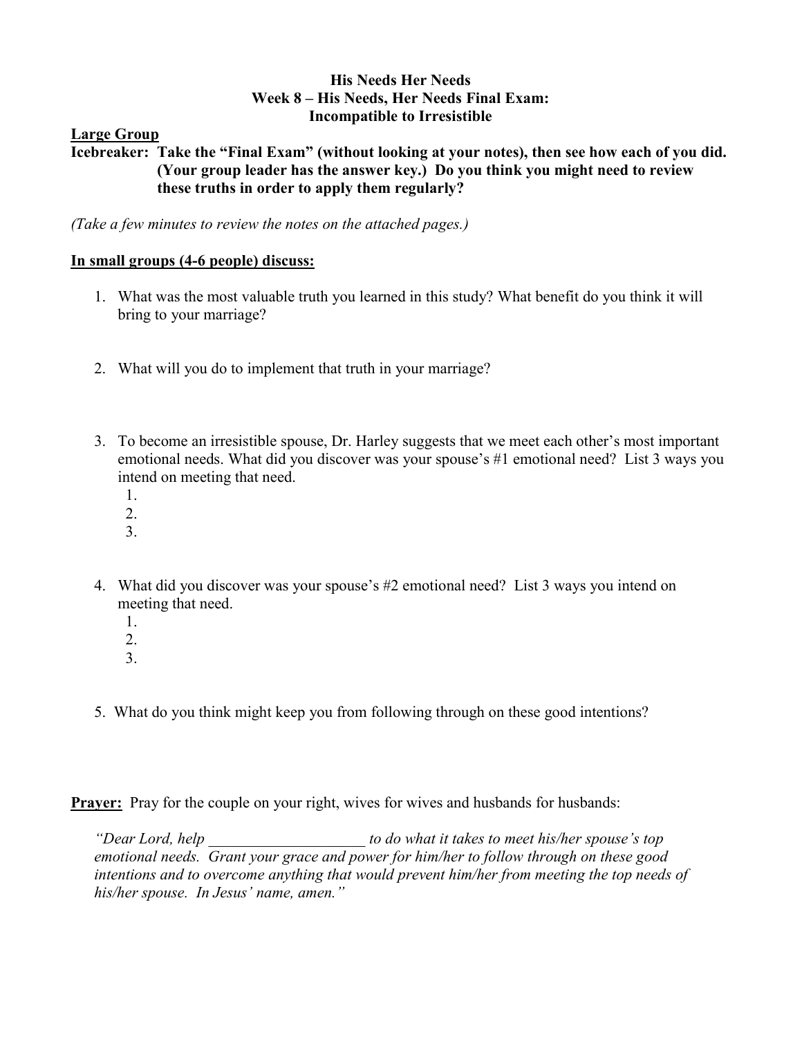**His Needs Her Needs**
**Week 8 – His Needs, Her Needs Final Exam:**
**Incompatible to Irresistible**

**Large Group**

**Icebreaker: Take the "Final Exam" (without looking at your notes), then see how each of you did. (Your group leader has the answer key.) Do you think you might need to review these truths in order to apply them regularly?**

*(Take a few minutes to review the notes on the attached pages.)*

**In small groups (4-6 people) discuss:**

1. What was the most valuable truth you learned in this study? What benefit do you think it will bring to your marriage?

2. What will you do to implement that truth in your marriage?

3. To become an irresistible spouse, Dr. Harley suggests that we meet each other's most important emotional needs. What did you discover was your spouse's #1 emotional need? List 3 ways you intend on meeting that need.
   1.
   2.
   3.

4. What did you discover was your spouse's #2 emotional need? List 3 ways you intend on meeting that need.
   1.
   2.
   3.

5. What do you think might keep you from following through on these good intentions?

**Prayer:** Pray for the couple on your right, wives for wives and husbands for husbands:

*"Dear Lord, help ____________________ to do what it takes to meet his/her spouse's top emotional needs. Grant your grace and power for him/her to follow through on these good intentions and to overcome anything that would prevent him/her from meeting the top needs of his/her spouse. In Jesus' name, amen."*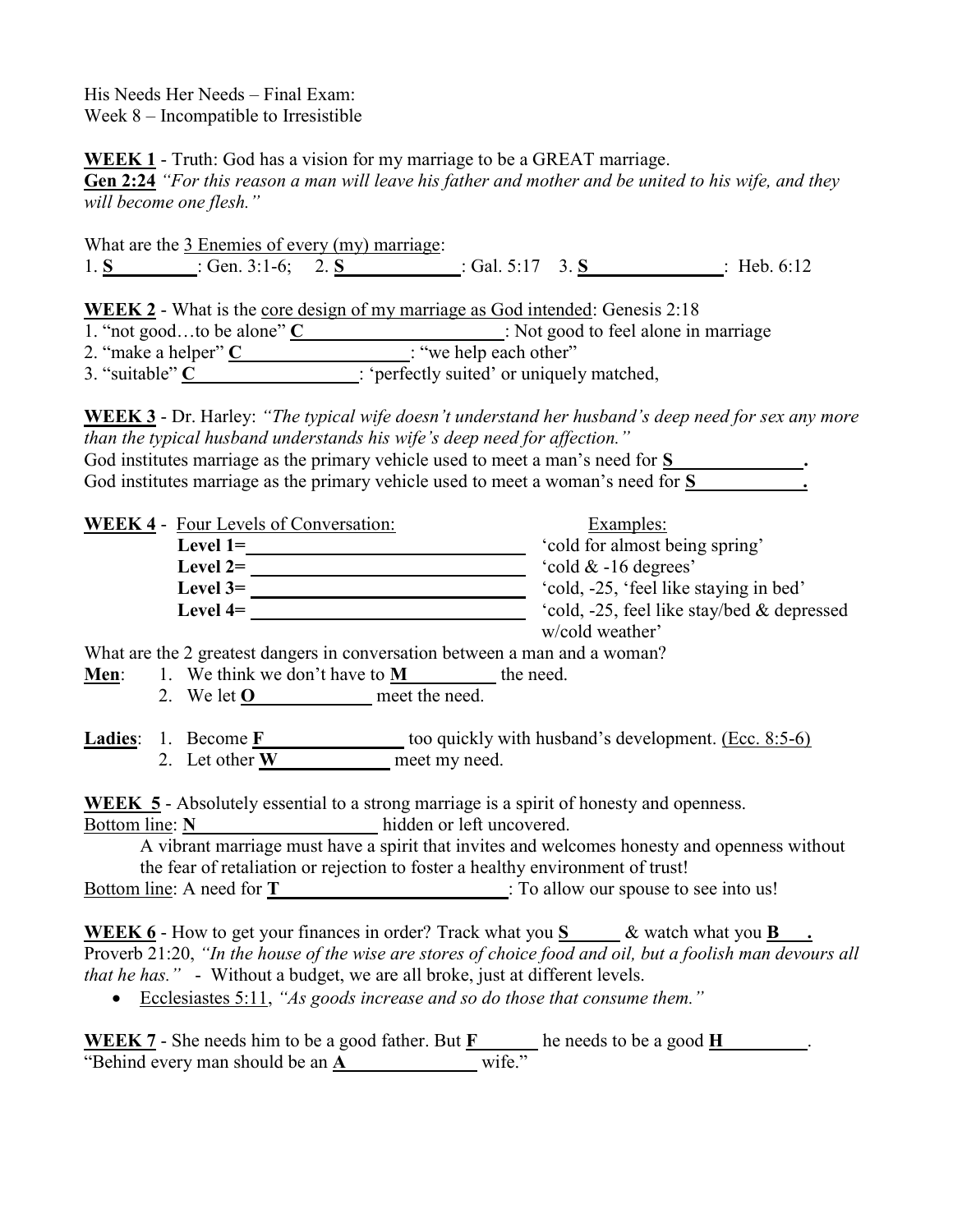His Needs Her Needs – Final Exam:
Week 8 – Incompatible to Irresistible

**WEEK 1** - Truth: God has a vision for my marriage to be a GREAT marriage.
**Gen 2:24** *"For this reason a man will leave his father and mother and be united to his wife, and they will become one flesh."*

What are the 3 Enemies of every (my) marriage:
1. **S**\_\_\_\_\_\_\_\_\_: Gen. 3:1-6; 2. **S**\_\_\_\_\_\_\_\_\_\_\_\_\_: Gal. 5:17 3. **S**\_\_\_\_\_\_\_\_\_\_\_\_\_\_: Heb. 6:12

**WEEK 2** - What is the core design of my marriage as God intended: Genesis 2:18
1. "not good…to be alone" **C**\_\_\_\_\_\_\_\_\_\_\_\_\_\_\_\_\_\_\_\_\_: Not good to feel alone in marriage
2. "make a helper" **C**\_\_\_\_\_\_\_\_\_\_\_\_\_\_\_\_\_: "we help each other"
3. "suitable" **C**\_\_\_\_\_\_\_\_\_\_\_\_\_\_\_\_\_\_: 'perfectly suited' or uniquely matched,

**WEEK 3** - Dr. Harley: *"The typical wife doesn't understand her husband's deep need for sex any more than the typical husband understands his wife's deep need for affection."*
God institutes marriage as the primary vehicle used to meet a man's need for **S**\_\_\_\_\_\_\_\_\_\_\_\_\_\_**.**
God institutes marriage as the primary vehicle used to meet a woman's need for **S**\_\_\_\_\_\_\_\_\_\_\_\_**.**

**WEEK 4** - Four Levels of Conversation:

| Level | Examples: |
|---|---|
| **Level 1=**\_\_\_\_\_\_\_\_\_\_\_\_\_\_\_\_\_\_\_\_\_\_\_\_\_\_\_\_ | 'cold for almost being spring' |
| **Level 2=** \_\_\_\_\_\_\_\_\_\_\_\_\_\_\_\_\_\_\_\_\_\_\_\_\_\_\_\_ | 'cold & -16 degrees' |
| **Level 3=** \_\_\_\_\_\_\_\_\_\_\_\_\_\_\_\_\_\_\_\_\_\_\_\_\_\_\_\_ | 'cold, -25, 'feel like staying in bed' |
| **Level 4=** \_\_\_\_\_\_\_\_\_\_\_\_\_\_\_\_\_\_\_\_\_\_\_\_\_\_\_\_ | 'cold, -25, feel like stay/bed & depressed w/cold weather' |

What are the 2 greatest dangers in conversation between a man and a woman?

**Men**:
1. We think we don't have to **M**\_\_\_\_\_\_\_\_\_ the need.
2. We let **O**\_\_\_\_\_\_\_\_\_\_\_\_ meet the need.

**Ladies**:
1. Become **F**\_\_\_\_\_\_\_\_\_\_\_\_\_\_ too quickly with husband's development. (Ecc. 8:5-6)
2. Let other **W**\_\_\_\_\_\_\_\_\_\_\_\_ meet my need.

**WEEK 5** - Absolutely essential to a strong marriage is a spirit of honesty and openness.
Bottom line: **N**\_\_\_\_\_\_\_\_\_\_\_\_\_\_\_\_\_\_\_ hidden or left uncovered.

A vibrant marriage must have a spirit that invites and welcomes honesty and openness without the fear of retaliation or rejection to foster a healthy environment of trust!

Bottom line: A need for **T**\_\_\_\_\_\_\_\_\_\_\_\_\_\_\_\_\_\_\_\_\_\_\_\_\_: To allow our spouse to see into us!

**WEEK 6** - How to get your finances in order? Track what you **S**\_\_\_\_\_ & watch what you **B**\_\_\_**.**
Proverb 21:20, *"In the house of the wise are stores of choice food and oil, but a foolish man devours all that he has."* - Without a budget, we are all broke, just at different levels.

- Ecclesiastes 5:11, *"As goods increase and so do those that consume them."*

**WEEK 7** - She needs him to be a good father. But **F**\_\_\_\_\_\_ he needs to be a good **H**\_\_\_\_\_\_\_\_\_.
"Behind every man should be an **A**\_\_\_\_\_\_\_\_\_\_\_\_\_\_ wife."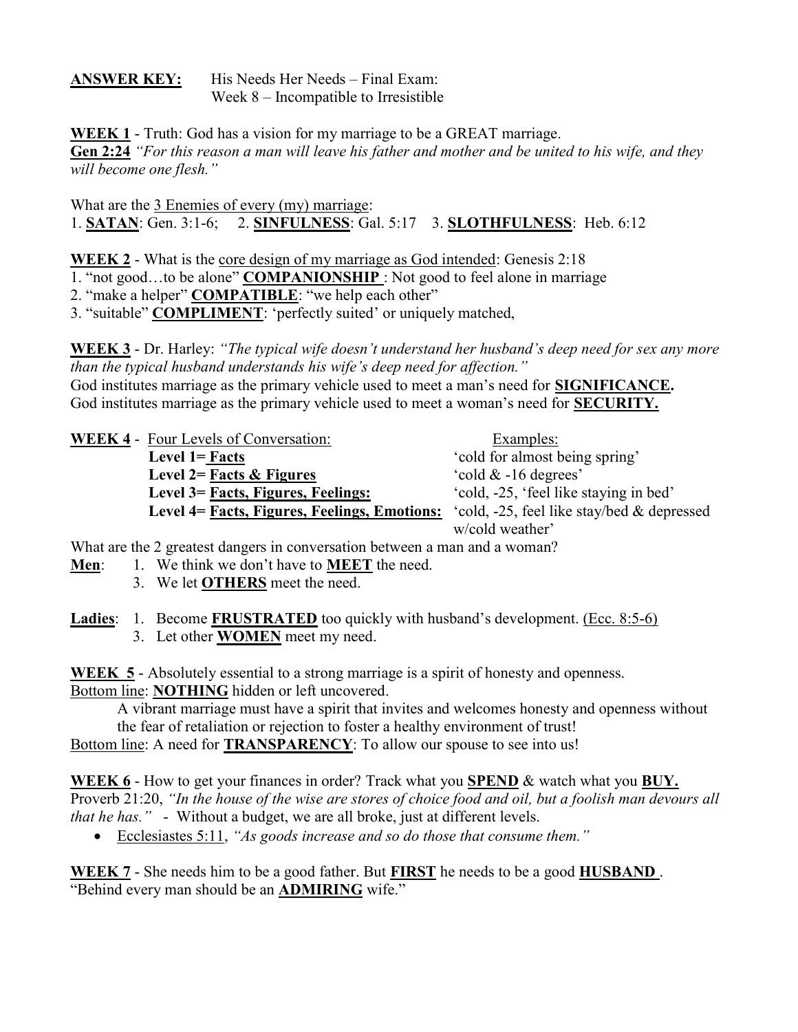**<u>ANSWER KEY:</u>** His Needs Her Needs – Final Exam:
Week 8 – Incompatible to Irresistible

**<u>WEEK 1</u>** - Truth: God has a vision for my marriage to be a GREAT marriage.
**<u>Gen 2:24</u>** *"For this reason a man will leave his father and mother and be united to his wife, and they will become one flesh."*

What are the <u>3 Enemies of every (my) marriage</u>:
1. **<u>SATAN</u>**: Gen. 3:1-6; 2. **<u>SINFULNESS</u>**: Gal. 5:17 3. **<u>SLOTHFULNESS</u>**: Heb. 6:12

**<u>WEEK 2</u>** - What is the <u>core design of my marriage as God intended</u>: Genesis 2:18
1. "not good…to be alone" **<u>COMPANIONSHIP</u>** : Not good to feel alone in marriage
2. "make a helper" **<u>COMPATIBLE</u>**: "we help each other"
3. "suitable" **<u>COMPLIMENT</u>**: 'perfectly suited' or uniquely matched,

**<u>WEEK 3</u>** - Dr. Harley: *"The typical wife doesn't understand her husband's deep need for sex any more than the typical husband understands his wife's deep need for affection."*
God institutes marriage as the primary vehicle used to meet a man's need for **<u>SIGNIFICANCE.</u>**
God institutes marriage as the primary vehicle used to meet a woman's need for **<u>SECURITY.</u>**

| **<u>WEEK 4</u>** - <u>Four Levels of Conversation:</u> | <u>Examples:</u> |
|---|---|
| **Level 1= <u>Facts</u>** | 'cold for almost being spring' |
| **Level 2= <u>Facts & Figures</u>** | 'cold & -16 degrees' |
| **Level 3= <u>Facts, Figures, Feelings:</u>** | 'cold, -25, 'feel like staying in bed' |
| **Level 4= <u>Facts, Figures, Feelings, Emotions:</u>** | 'cold, -25, feel like stay/bed & depressed w/cold weather' |

What are the 2 greatest dangers in conversation between a man and a woman?

**<u>Men</u>**:
1. We think we don't have to **<u>MEET</u>** the need.
3. We let **<u>OTHERS</u>** meet the need.

**<u>Ladies</u>**:
1. Become **<u>FRUSTRATED</u>** too quickly with husband's development. <u>(Ecc. 8:5-6)</u>
3. Let other **<u>WOMEN</u>** meet my need.

**<u>WEEK 5</u>** - Absolutely essential to a strong marriage is a spirit of honesty and openness.
<u>Bottom line</u>: **<u>NOTHING</u>** hidden or left uncovered.

A vibrant marriage must have a spirit that invites and welcomes honesty and openness without the fear of retaliation or rejection to foster a healthy environment of trust!

<u>Bottom line</u>: A need for **<u>TRANSPARENCY</u>**: To allow our spouse to see into us!

**<u>WEEK 6</u>** - How to get your finances in order? Track what you **<u>SPEND</u>** & watch what you **<u>BUY.</u>**
Proverb 21:20, *"In the house of the wise are stores of choice food and oil, but a foolish man devours all that he has."* - Without a budget, we are all broke, just at different levels.

- <u>Ecclesiastes 5:11</u>, *"As goods increase and so do those that consume them."*

**<u>WEEK 7</u>** - She needs him to be a good father. But **<u>FIRST</u>** he needs to be a good **<u>HUSBAND</u>** .
"Behind every man should be an **<u>ADMIRING</u>** wife."